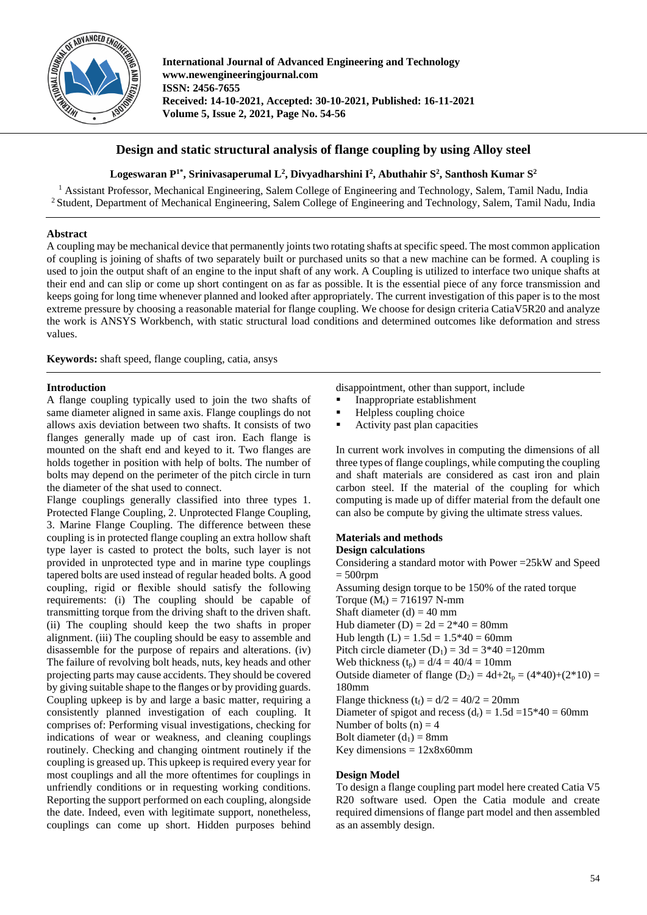# Design and static structural analysis of flange coupling by using Alloy steel

**Logeswaran P[1*], Srinivasaperumal L[2], Divyadharshini I[2], Abuthahir S[2], Santhosh Kumar S[2]**

[1] Assistant Professor, Mechanical Engineering, Salem College of Engineering and Technology, Salem, Tamil Nadu, India
[2] Student, Department of Mechanical Engineering, Salem College of Engineering and Technology, Salem, Tamil Nadu, India

## Abstract

A coupling may be mechanical device that permanently joints two rotating shafts at specific speed. The most common application of coupling is joining of shafts of two separately built or purchased units so that a new machine can be formed. A coupling is used to join the output shaft of an engine to the input shaft of any work. A Coupling is utilized to interface two unique shafts at their end and can slip or come up short contingent on as far as possible. It is the essential piece of any force transmission and keeps going for long time whenever planned and looked after appropriately. The current investigation of this paper is to the most extreme pressure by choosing a reasonable material for flange coupling. We choose for design criteria CatiaV5R20 and analyze the work is ANSYS Workbench, with static structural load conditions and determined outcomes like deformation and stress values.

**Keywords:** shaft speed, flange coupling, catia, ansys

## Introduction

A flange coupling typically used to join the two shafts of same diameter aligned in same axis. Flange couplings do not allows axis deviation between two shafts. It consists of two flanges generally made up of cast iron. Each flange is mounted on the shaft end and keyed to it. Two flanges are holds together in position with help of bolts. The number of bolts may depend on the perimeter of the pitch circle in turn the diameter of the shat used to connect.

Flange couplings generally classified into three types 1. Protected Flange Coupling, 2. Unprotected Flange Coupling, 3. Marine Flange Coupling. The difference between these coupling is in protected flange coupling an extra hollow shaft type layer is casted to protect the bolts, such layer is not provided in unprotected type and in marine type couplings tapered bolts are used instead of regular headed bolts. A good coupling, rigid or flexible should satisfy the following requirements: (i) The coupling should be capable of transmitting torque from the driving shaft to the driven shaft. (ii) The coupling should keep the two shafts in proper alignment. (iii) The coupling should be easy to assemble and disassemble for the purpose of repairs and alterations. (iv) The failure of revolving bolt heads, nuts, key heads and other projecting parts may cause accidents. They should be covered by giving suitable shape to the flanges or by providing guards. Coupling upkeep is by and large a basic matter, requiring a consistently planned investigation of each coupling. It comprises of: Performing visual investigations, checking for indications of wear or weakness, and cleaning couplings routinely. Checking and changing ointment routinely if the coupling is greased up. This upkeep is required every year for most couplings and all the more oftentimes for couplings in unfriendly conditions or in requesting working conditions. Reporting the support performed on each coupling, alongside the date. Indeed, even with legitimate support, nonetheless, couplings can come up short. Hidden purposes behind disappointment, other than support, include

- Inappropriate establishment
- Helpless coupling choice
- Activity past plan capacities

In current work involves in computing the dimensions of all three types of flange couplings, while computing the coupling and shaft materials are considered as cast iron and plain carbon steel. If the material of the coupling for which computing is made up of differ material from the default one can also be compute by giving the ultimate stress values.

## Materials and methods

### Design calculations

Considering a standard motor with Power =25kW and Speed = 500rpm

Assuming design torque to be 150% of the rated torque

Torque ($M_t$) = 716197 N-mm

Shaft diameter (d) = 40 mm

Hub diameter (D) = 2d = 2*40 = 80mm

Hub length (L) = 1.5d = 1.5*40 = 60mm

Pitch circle diameter ($D_1$) = 3d = 3*40 =120mm

Web thickness ($t_p$) = d/4 = 40/4 = 10mm

Outside diameter of flange ($D_2$) = 4d+2$t_p$ = (4*40)+(2*10) = 180mm

Flange thickness ($t_f$) = d/2 = 40/2 = 20mm

Diameter of spigot and recess ($d_r$) = 1.5d =15*40 = 60mm

Number of bolts (n) = 4

Bolt diameter ($d_1$) = 8mm

Key dimensions = 12x8x60mm

### Design Model

To design a flange coupling part model here created Catia V5 R20 software used. Open the Catia module and create required dimensions of flange part model and then assembled as an assembly design.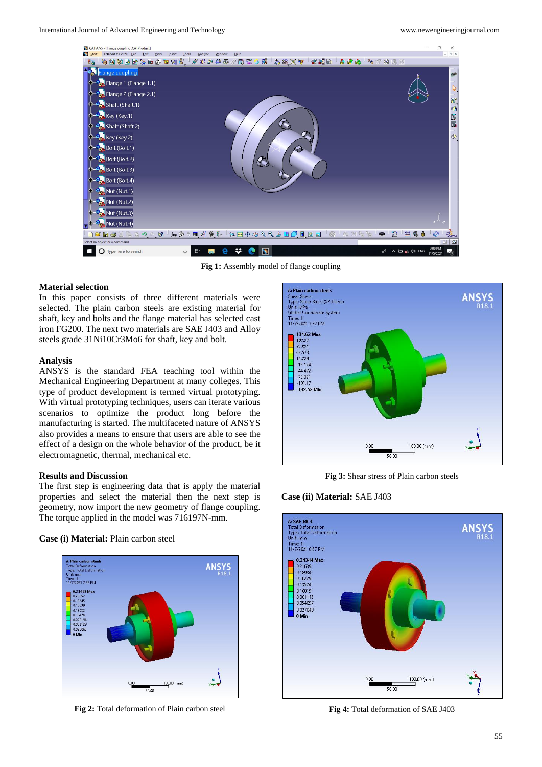Fig 1: Assembly model of flange coupling

### Material selection

In this paper consists of three different materials were selected. The plain carbon steels are existing material for shaft, key and bolts and the flange material has selected cast iron FG200. The next two materials are SAE J403 and Alloy steels grade 31Ni10Cr3Mo6 for shaft, key and bolt.

### Analysis

ANSYS is the standard FEA teaching tool within the Mechanical Engineering Department at many colleges. This type of product development is termed virtual prototyping. With virtual prototyping techniques, users can iterate various scenarios to optimize the product long before the manufacturing is started. The multifaceted nature of ANSYS also provides a means to ensure that users are able to see the effect of a design on the whole behavior of the product, be it electromagnetic, thermal, mechanical etc.

### Results and Discussion

The first step is engineering data that is apply the material properties and select the material then the next step is geometry, now import the new geometry of flange coupling. The torque applied in the model was 716197N-mm.

**Case (i) Material:** Plain carbon steel

Fig 2: Total deformation of Plain carbon steel

Fig 3: Shear stress of Plain carbon steels

**Case (ii) Material:** SAE J403

Fig 4: Total deformation of SAE J403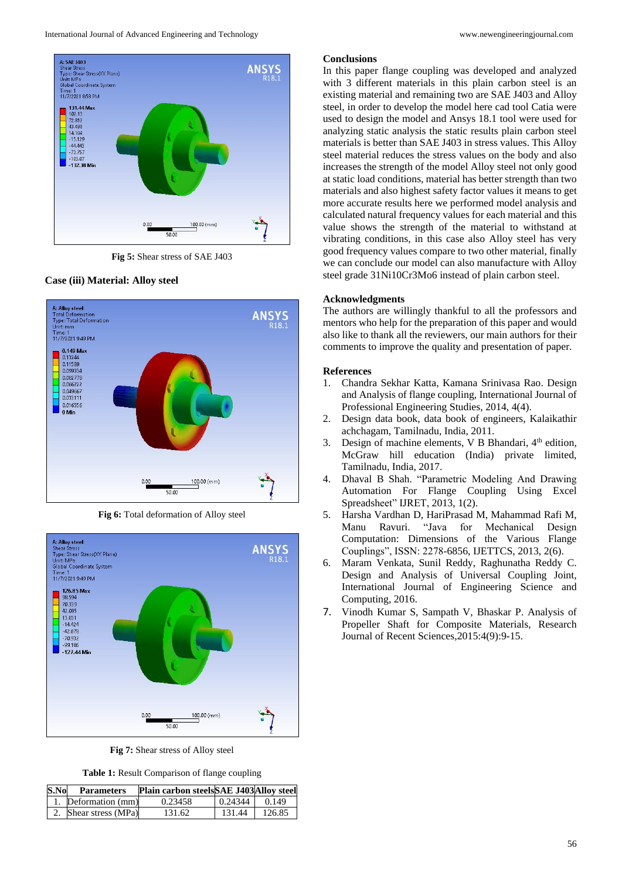A: SAE J403
Shear Stress
Type: Shear Stress(XY Plane)
Unit: MPa
Global Coordinate System
Time: 1
11/7/2021 8:58 PM

131.44 Max
102.13
72.812
43.498
14.184
-15.129
-44.443
-73.757
-103.07
-132.38 Min

ANSYS
R18.1

0.00
50.00
100.00 (mm)

**Fig 5:** Shear stress of SAE J403

**Case (iii) Material: Alloy steel**

A: Alloy steel
Total Deformation
Type: Total Deformation
Unit: mm
Time: 1
11/7/2021 9:49 PM

0.149 Max
0.13244
0.11589
0.099334
0.082778
0.066222
0.049667
0.033111
0.016556
0 Min

ANSYS
R18.1

0.00
50.00
100.00 (mm)

**Fig 6:** Total deformation of Alloy steel

A: Alloy steel
Shear Stress
Type: Shear Stress(XY Plane)
Unit: MPa
Global Coordinate System
Time: 1
11/7/2021 9:49 PM

126.85 Max
98.594
70.339
42.085
13.831
-14.424
-42.678
-70.932
-99.186
-127.44 Min

ANSYS
R18.1

0.00
50.00
100.00 (mm)

**Fig 7:** Shear stress of Alloy steel

**Table 1:** Result Comparison of flange coupling

| S.No | Parameters | Plain carbon steels | SAE J403 | Alloy steel |
|---|---|---|---|---|
| 1. | Deformation (mm) | 0.23458 | 0.24344 | 0.149 |
| 2. | Shear stress (MPa) | 131.62 | 131.44 | 126.85 |

## Conclusions

In this paper flange coupling was developed and analyzed with 3 different materials in this plain carbon steel is an existing material and remaining two are SAE J403 and Alloy steel, in order to develop the model here cad tool Catia were used to design the model and Ansys 18.1 tool were used for analyzing static analysis the static results plain carbon steel materials is better than SAE J403 in stress values. This Alloy steel material reduces the stress values on the body and also increases the strength of the model Alloy steel not only good at static load conditions, material has better strength than two materials and also highest safety factor values it means to get more accurate results here we performed model analysis and calculated natural frequency values for each material and this value shows the strength of the material to withstand at vibrating conditions, in this case also Alloy steel has very good frequency values compare to two other material, finally we can conclude our model can also manufacture with Alloy steel grade 31Ni10Cr3Mo6 instead of plain carbon steel.

## Acknowledgments

The authors are willingly thankful to all the professors and mentors who help for the preparation of this paper and would also like to thank all the reviewers, our main authors for their comments to improve the quality and presentation of paper.

## References

1. Chandra Sekhar Katta, Kamana Srinivasa Rao. Design and Analysis of flange coupling, International Journal of Professional Engineering Studies, 2014, 4(4).
2. Design data book, data book of engineers, Kalaikathir achchagam, Tamilnadu, India, 2011.
3. Design of machine elements, V B Bhandari, 4th edition, McGraw hill education (India) private limited, Tamilnadu, India, 2017.
4. Dhaval B Shah. "Parametric Modeling And Drawing Automation For Flange Coupling Using Excel Spreadsheet" IJRET, 2013, 1(2).
5. Harsha Vardhan D, HariPrasad M, Mahammad Rafi M, Manu Ravuri. "Java for Mechanical Design Computation: Dimensions of the Various Flange Couplings", ISSN: 2278-6856, IJETTCS, 2013, 2(6).
6. Maram Venkata, Sunil Reddy, Raghunatha Reddy C. Design and Analysis of Universal Coupling Joint, International Journal of Engineering Science and Computing, 2016.
7. Vinodh Kumar S, Sampath V, Bhaskar P. Analysis of Propeller Shaft for Composite Materials, Research Journal of Recent Sciences,2015:4(9):9-15.